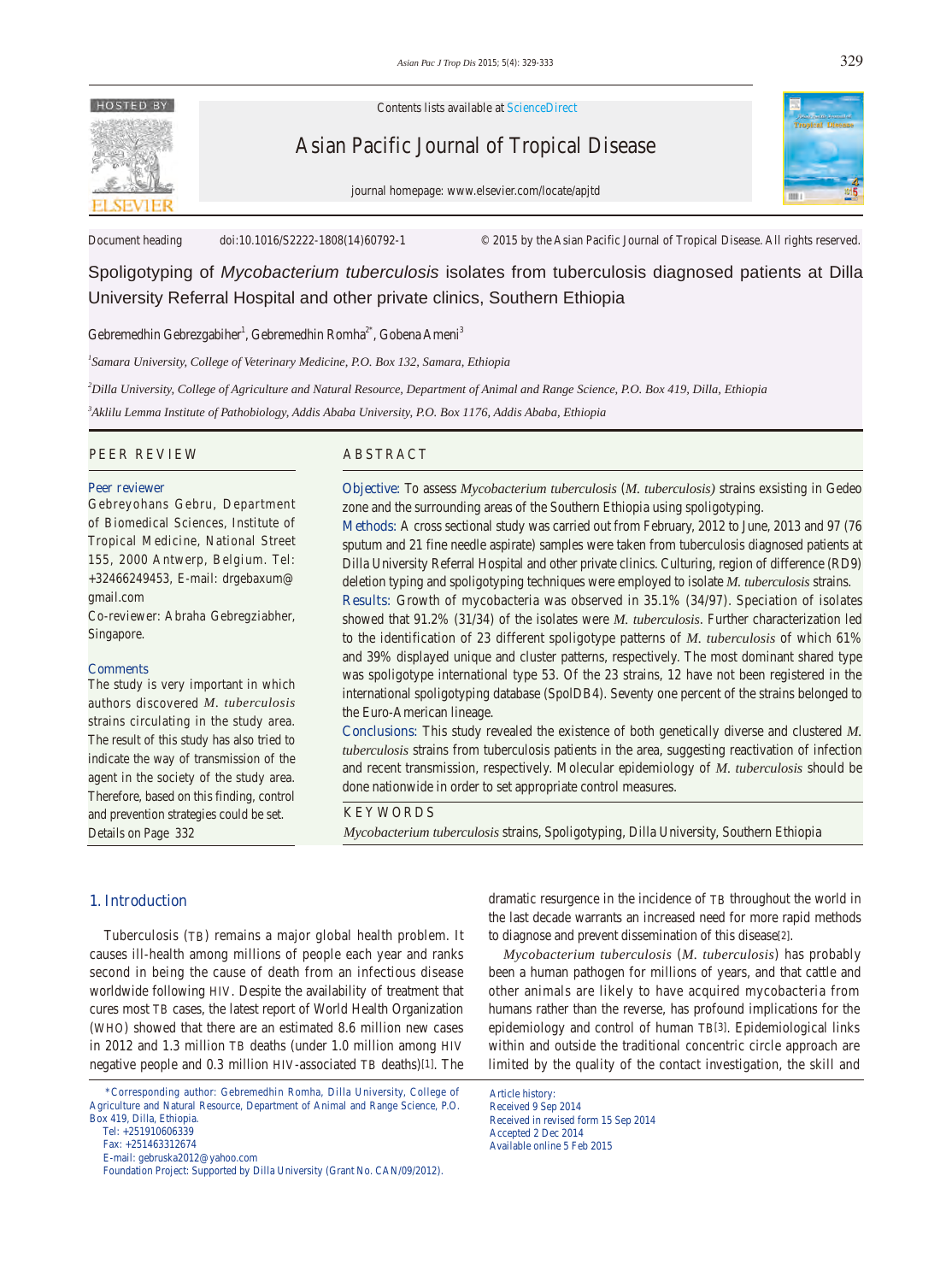Contents lists available at ScienceDirect

Asian Pacific Journal of Tropical Disease

journal homepage: www.elsevier.com/locate/apjtd

Document heading doi:10.1016/S2222-1808(14)60792-1 © 2015 by the Asian Pacific Journal of Tropical Disease. All rights reserved.

# Spoligotyping of *Mycobacterium tuberculosis* isolates from tuberculosis diagnosed patients at Dilla University Referral Hospital and other private clinics, Southern Ethiopia

Gebremedhin Gebrezgabiher[1], Gebremedhin Romha[2*], Gobena Ameni[3]

[1]*Samara University, College of Veterinary Medicine, P.O. Box 132, Samara, Ethiopia*

[2]*Dilla University, College of Agriculture and Natural Resource, Department of Animal and Range Science, P.O. Box 419, Dilla, Ethiopia*

[3]*Aklilu Lemma Institute of Pathobiology, Addis Ababa University, P.O. Box 1176, Addis Ababa, Ethiopia*

## PEER REVIEW

**Peer reviewer**

Gebreyohans Gebru, Department of Biomedical Sciences, Institute of Tropical Medicine, National Street 155, 2000 Antwerp, Belgium. Tel: +32466249453, E-mail: drgebaxum@gmail.com

Co-reviewer: Abraha Gebregziabher, Singapore.

**Comments**

The study is very important in which authors discovered *M. tuberculosis* strains circulating in the study area. The result of this study has also tried to indicate the way of transmission of the agent in the society of the study area. Therefore, based on this finding, control and prevention strategies could be set.

Details on Page 332

## ABSTRACT

**Objective:** To assess *Mycobacterium tuberculosis* (*M. tuberculosis)* strains exsisting in Gedeo zone and the surrounding areas of the Southern Ethiopia using spoligotyping.

**Methods:** A cross sectional study was carried out from February, 2012 to June, 2013 and 97 (76 sputum and 21 fine needle aspirate) samples were taken from tuberculosis diagnosed patients at Dilla University Referral Hospital and other private clinics. Culturing, region of difference (RD9) deletion typing and spoligotyping techniques were employed to isolate *M. tuberculosis* strains.

**Results:** Growth of mycobacteria was observed in 35.1% (34/97). Speciation of isolates showed that 91.2% (31/34) of the isolates were *M. tuberculosis*. Further characterization led to the identification of 23 different spoligotype patterns of *M. tuberculosis* of which 61% and 39% displayed unique and cluster patterns, respectively. The most dominant shared type was spoligotype international type 53. Of the 23 strains, 12 have not been registered in the international spoligotyping database (SpolDB4). Seventy one percent of the strains belonged to the Euro-American lineage.

**Conclusions:** This study revealed the existence of both genetically diverse and clustered *M. tuberculosis* strains from tuberculosis patients in the area, suggesting reactivation of infection and recent transmission, respectively. Molecular epidemiology of *M. tuberculosis* should be done nationwide in order to set appropriate control measures.

**KEYWORDS**

*Mycobacterium tuberculosis* strains, Spoligotyping, Dilla University, Southern Ethiopia

## 1. Introduction

Tuberculosis (TB) remains a major global health problem. It causes ill-health among millions of people each year and ranks second in being the cause of death from an infectious disease worldwide following HIV. Despite the availability of treatment that cures most TB cases, the latest report of World Health Organization (WHO) showed that there are an estimated 8.6 million new cases in 2012 and 1.3 million TB deaths (under 1.0 million among HIV negative people and 0.3 million HIV-associated TB deaths)[1]. The dramatic resurgence in the incidence of TB throughout the world in the last decade warrants an increased need for more rapid methods to diagnose and prevent dissemination of this disease[2].

*Mycobacterium tuberculosis* (*M. tuberculosis*) has probably been a human pathogen for millions of years, and that cattle and other animals are likely to have acquired mycobacteria from humans rather than the reverse, has profound implications for the epidemiology and control of human TB[3]. Epidemiological links within and outside the traditional concentric circle approach are limited by the quality of the contact investigation, the skill and

---

*Corresponding author: Gebremedhin Romha, Dilla University, College of Agriculture and Natural Resource, Department of Animal and Range Science, P.O. Box 419, Dilla, Ethiopia.

Tel: +251910606339

Fax: +251463312674

E-mail: gebruska2012@yahoo.com

Foundation Project: Supported by Dilla University (Grant No. CAN/09/2012).

Article history:

Received 9 Sep 2014

Received in revised form 15 Sep 2014

Accepted 2 Dec 2014

Available online 5 Feb 2015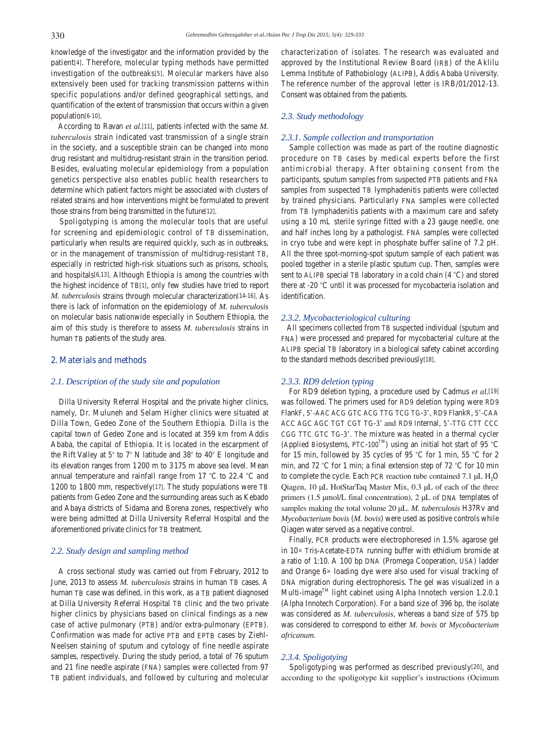knowledge of the investigator and the information provided by the patient[4]. Therefore, molecular typing methods have permitted investigation of the outbreaks[5]. Molecular markers have also extensively been used for tracking transmission patterns within specific populations and/or defined geographical settings, and quantification of the extent of transmission that occurs within a given population[6-10].

According to Ravan *et al*.[11], patients infected with the same *M. tuberculosis* strain indicated vast transmission of a single strain in the society, and a susceptible strain can be changed into mono drug resistant and multidrug-resistant strain in the transition period. Besides, evaluating molecular epidemiology from a population genetics perspective also enables public health researchers to determine which patient factors might be associated with clusters of related strains and how interventions might be formulated to prevent those strains from being transmitted in the future[12].

Spoligotyping is among the molecular tools that are useful for screening and epidemiologic control of TB dissemination, particularly when results are required quickly, such as in outbreaks, or in the management of transmission of multidrug-resistant TB, especially in restricted high-risk situations such as prisons, schools, and hospitals[6,13]. Although Ethiopia is among the countries with the highest incidence of TB[1], only few studies have tried to report *M. tuberculosis* strains through molecular characterization[14-16]. As there is lack of information on the epidemiology of *M. tuberculosis* on molecular basis nationwide especially in Southern Ethiopia, the aim of this study is therefore to assess *M. tuberculosis* strains in human TB patients of the study area.

## 2. Materials and methods

### 2.1. Description of the study site and population

Dilla University Referral Hospital and the private higher clinics, namely, Dr. Muluneh and Selam Higher clinics were situated at Dilla Town, Gedeo Zone of the Southern Ethiopia. Dilla is the capital town of Gedeo Zone and is located at 359 km from Addis Ababa, the capital of Ethiopia. It is located in the escarpment of the Rift Valley at 5° to 7° N latitude and 38° to 40° E longitude and its elevation ranges from 1200 m to 3175 m above sea level. Mean annual temperature and rainfall range from 17 °C to 22.4 °C and 1200 to 1800 mm, respectively[17]. The study populations were TB patients from Gedeo Zone and the surrounding areas such as Kebado and Abaya districts of Sidama and Borena zones, respectively who were being admitted at Dilla University Referral Hospital and the aforementioned private clinics for TB treatment.

### 2.2. Study design and sampling method

A cross sectional study was carried out from February, 2012 to June, 2013 to assess *M. tuberculosis* strains in human TB cases. A human TB case was defined, in this work, as a TB patient diagnosed at Dilla University Referral Hospital TB clinic and the two private higher clinics by physicians based on clinical findings as a new case of active pulmonary (PTB) and/or extra-pulmonary (EPTB). Confirmation was made for active PTB and EPTB cases by Ziehl-Neelsen staining of sputum and cytology of fine needle aspirate samples, respectively. During the study period, a total of 76 sputum and 21 fine needle aspirate (FNA) samples were collected from 97 TB patient individuals, and followed by culturing and molecular characterization of isolates. The research was evaluated and approved by the Institutional Review Board (IRB) of the Aklilu Lemma Institute of Pathobiology (ALIPB), Addis Ababa University. The reference number of the approval letter is IRB/01/2012-13. Consent was obtained from the patients.

### 2.3. Study methodology

#### 2.3.1. Sample collection and transportation

Sample collection was made as part of the routine diagnostic procedure on TB cases by medical experts before the first antimicrobial therapy. After obtaining consent from the participants, sputum samples from suspected PTB patients and FNA samples from suspected TB lymphadenitis patients were collected by trained physicians. Particularly FNA samples were collected from TB lymphadenitis patients with a maximum care and safety using a 10 mL sterile syringe fitted with a 23 gauge needle, one and half inches long by a pathologist. FNA samples were collected in cryo tube and were kept in phosphate buffer saline of 7.2 pH. All the three spot-morning-spot sputum sample of each patient was pooled together in a sterile plastic sputum cup. Then, samples were sent to ALIPB special TB laboratory in a cold chain (4 °C) and stored there at -20 °C until it was processed for mycobacteria isolation and identification.

#### 2.3.2. Mycobacteriological culturing

All specimens collected from TB suspected individual (sputum and FNA) were processed and prepared for mycobacterial culture at the ALIPB special TB laboratory in a biological safety cabinet according to the standard methods described previously[18].

#### 2.3.3. RD9 deletion typing

For RD9 deletion typing, a procedure used by Cadmus *et al*.[19] was followed. The primers used for RD9 deletion typing were RD9 FlankF, 5'-AAC ACG GTC ACG TTG TCG TG-3', RD9 FlankR, 5'-CAA ACC AGC AGC TGT CGT TG-3' and RD9 Internal, 5'-TTG CTT CCC CGG TTC GTC TG-3'. The mixture was heated in a thermal cycler (Applied Biosystems, PTC-100™) using an initial hot start of 95 °C for 15 min, followed by 35 cycles of 95 °C for 1 min, 55 °C for 2 min, and 72 °C for 1 min; a final extension step of 72 °C for 10 min to complete the cycle. Each PCR reaction tube contained 7.1 μL $H_2O$ Qiagen, 10 μL HotStarTaq Master Mix, 0.3 μL of each of the three primers (1.5 μmol/L final concentration), 2 μL of DNA templates of samples making the total volume 20 μL. *M. tuberculosis* H37Rv and *Mycobacterium bovis* (*M. bovis*) were used as positive controls while Qiagen water served as a negative control.

Finally, PCR products were electrophoresed in 1.5% agarose gel in 10× Tris-Acetate-EDTA running buffer with ethidium bromide at a ratio of 1:10. A 100 bp DNA (Promega Cooperation, USA) ladder and Orange 6× loading dye were also used for visual tracking of DNA migration during electrophoresis. The gel was visualized in a Multi-image™ light cabinet using Alpha Innotech version 1.2.0.1 (Alpha Innotech Corporation). For a band size of 396 bp, the isolate was considered as *M. tuberculosis*, whereas a band size of 575 bp was considered to correspond to either *M. bovis* or *Mycobacterium africanum*.

#### 2.3.4. Spoligotyping

Spoligotyping was performed as described previously[20], and according to the spoligotype kit supplier's instructions (Ocimum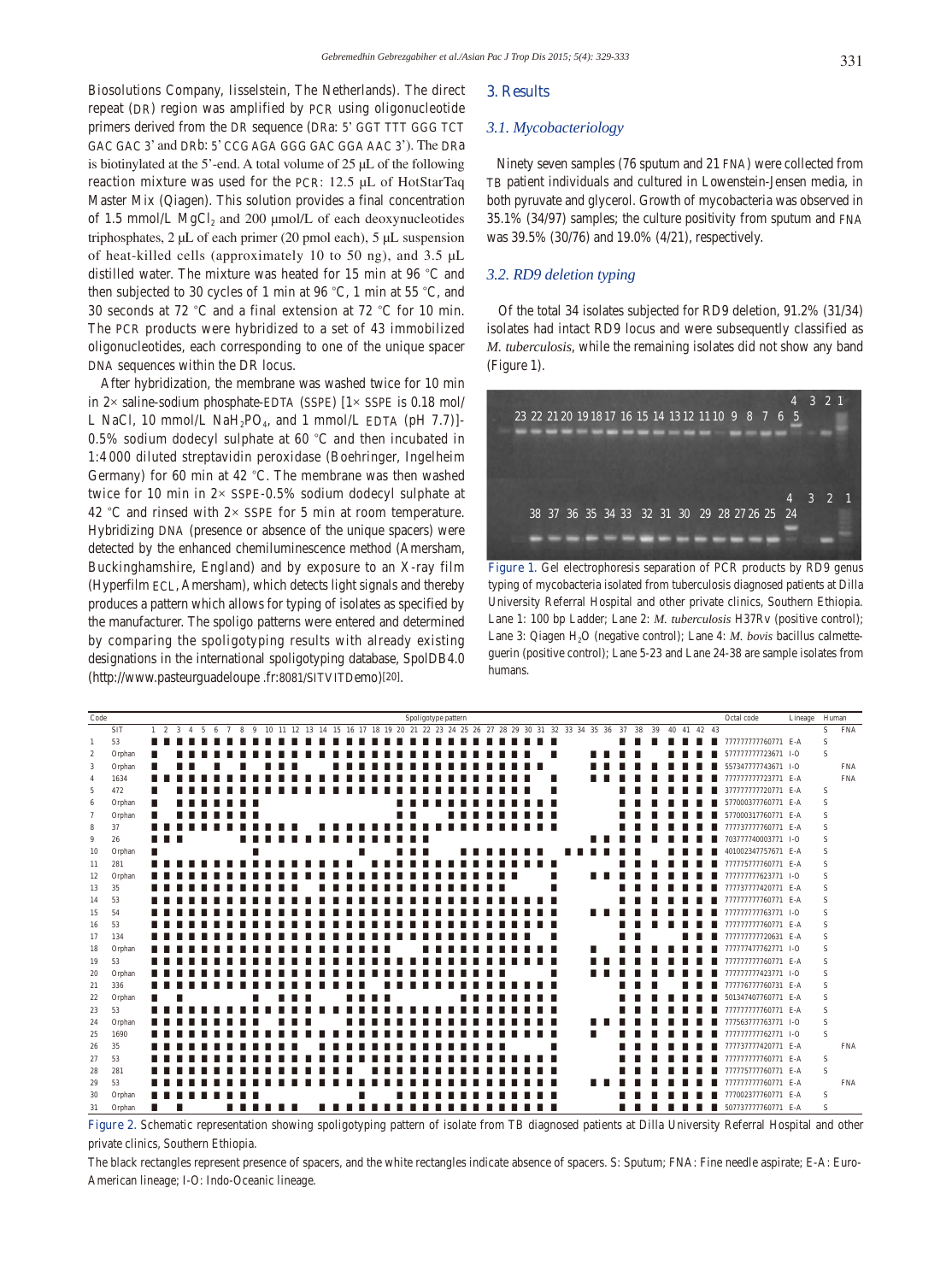Biosolutions Company, Iisselstein, The Netherlands). The direct repeat (DR) region was amplified by PCR using oligonucleotide primers derived from the DR sequence (DRa: 5' GGT TTT GGG TCT GAC GAC 3' and DRb: 5' CCG AGA GGG GAC GGA AAC 3'). The DRa is biotinylated at the 5'-end. A total volume of 25 µL of the following reaction mixture was used for the PCR: 12.5 µL of HotStarTaq Master Mix (Qiagen). This solution provides a final concentration of 1.5 mmol/L $MgCl_2$ and 200 µmol/L of each deoxynucleotides triphosphates, 2 µL of each primer (20 pmol each), 5 µL suspension of heat-killed cells (approximately 10 to 50 ng), and 3.5 µL distilled water. The mixture was heated for 15 min at 96 °C and then subjected to 30 cycles of 1 min at 96 °C, 1 min at 55 °C, and 30 seconds at 72 °C and a final extension at 72 °C for 10 min. The PCR products were hybridized to a set of 43 immobilized oligonucleotides, each corresponding to one of the unique spacer DNA sequences within the DR locus.

After hybridization, the membrane was washed twice for 10 min in 2× saline-sodium phosphate-EDTA (SSPE) [1× SSPE is 0.18 mol/L NaCl, 10 mmol/L $NaH_2PO_4$, and 1 mmol/L EDTA (pH 7.7)]-0.5% sodium dodecyl sulphate at 60 °C and then incubated in 1:4000 diluted streptavidin peroxidase (Boehringer, Ingelheim Germany) for 60 min at 42 °C. The membrane was then washed twice for 10 min in 2× SSPE-0.5% sodium dodecyl sulphate at 42 °C and rinsed with 2× SSPE for 5 min at room temperature. Hybridizing DNA (presence or absence of the unique spacers) were detected by the enhanced chemiluminescence method (Amersham, Buckinghamshire, England) and by exposure to an X-ray film (Hyperfilm ECL, Amersham), which detects light signals and thereby produces a pattern which allows for typing of isolates as specified by the manufacturer. The spoligo patterns were entered and determined by comparing the spoligotyping results with already existing designations in the international spoligotyping database, SpolDB4.0 (http://www.pasteurguadeloupe .fr:8081/SITVITDemo)[20].

## 3. Results

### 3.1. Mycobacteriology

Ninety seven samples (76 sputum and 21 FNA) were collected from TB patient individuals and cultured in Lowenstein-Jensen media, in both pyruvate and glycerol. Growth of mycobacteria was observed in 35.1% (34/97) samples; the culture positivity from sputum and FNA was 39.5% (30/76) and 19.0% (4/21), respectively.

### 3.2. RD9 deletion typing

Of the total 34 isolates subjected for RD9 deletion, 91.2% (31/34) isolates had intact RD9 locus and were subsequently classified as *M. tuberculosis*, while the remaining isolates did not show any band (Figure 1).

Figure 1. Gel electrophoresis separation of PCR products by RD9 genus typing of mycobacteria isolated from tuberculosis diagnosed patients at Dilla University Referral Hospital and other private clinics, Southern Ethiopia. Lane 1: 100 bp Ladder; Lane 2: *M. tuberculosis* H37Rv (positive control); Lane 3: Qiagen $H_2O$ (negative control); Lane 4: *M. bovis* bacillus calmette-guerin (positive control); Lane 5-23 and Lane 24-38 are sample isolates from humans.

| Code | SIT | Octal code | Lineage | Human S | Human FNA |
|---|---|---|---|---|---|
| 1 | 53 | 777777777760771 | E-A | S | |
| 2 | Orphan | 577777777723671 | I-O | S | |
| 3 | Orphan | 557347777743671 | I-O | | FNA |
| 4 | 1634 | 777777777723771 | E-A | | FNA |
| 5 | 472 | 377777777720771 | E-A | S | |
| 6 | Orphan | 577000377760771 | E-A | S | |
| 7 | Orphan | 577000317760771 | E-A | S | |
| 8 | 37 | 777737777760771 | E-A | S | |
| 9 | 26 | 703777740003771 | I-O | S | |
| 10 | Orphan | 401002347757671 | E-A | S | |
| 11 | 281 | 777775777760771 | E-A | S | |
| 12 | Orphan | 777777777623771 | I-O | S | |
| 13 | 35 | 777737777420771 | E-A | S | |
| 14 | 53 | 777777777760771 | E-A | S | |
| 15 | 54 | 777777777763771 | I-O | S | |
| 16 | 53 | 777777777760771 | E-A | S | |
| 17 | 134 | 777777777720631 | E-A | S | |
| 18 | Orphan | 777774777762771 | I-O | S | |
| 19 | 53 | 777777777760771 | E-A | S | |
| 20 | Orphan | 777777777423771 | I-O | S | |
| 21 | 336 | 777776777760731 | E-A | S | |
| 22 | Orphan | 501347407760771 | E-A | S | |
| 23 | 53 | 777777777760771 | E-A | S | |
| 24 | Orphan | 777563777763771 | I-O | S | |
| 25 | 1690 | 777777777762771 | I-O | S | |
| 26 | 35 | 777737777420771 | E-A | | FNA |
| 27 | 53 | 777777777760771 | E-A | S | |
| 28 | 281 | 777775777760771 | E-A | S | |
| 29 | 53 | 777777777763771 | E-A | | FNA |
| 30 | Orphan | 777002377760771 | E-A | S | |
| 31 | Orphan | 507737777760771 | E-A | S | |

Figure 2. Schematic representation showing spoligotyping pattern of isolate from TB diagnosed patients at Dilla University Referral Hospital and other private clinics, Southern Ethiopia.

The black rectangles represent presence of spacers, and the white rectangles indicate absence of spacers. S: Sputum; FNA: Fine needle aspirate; E-A: Euro-American lineage; I-O: Indo-Oceanic lineage.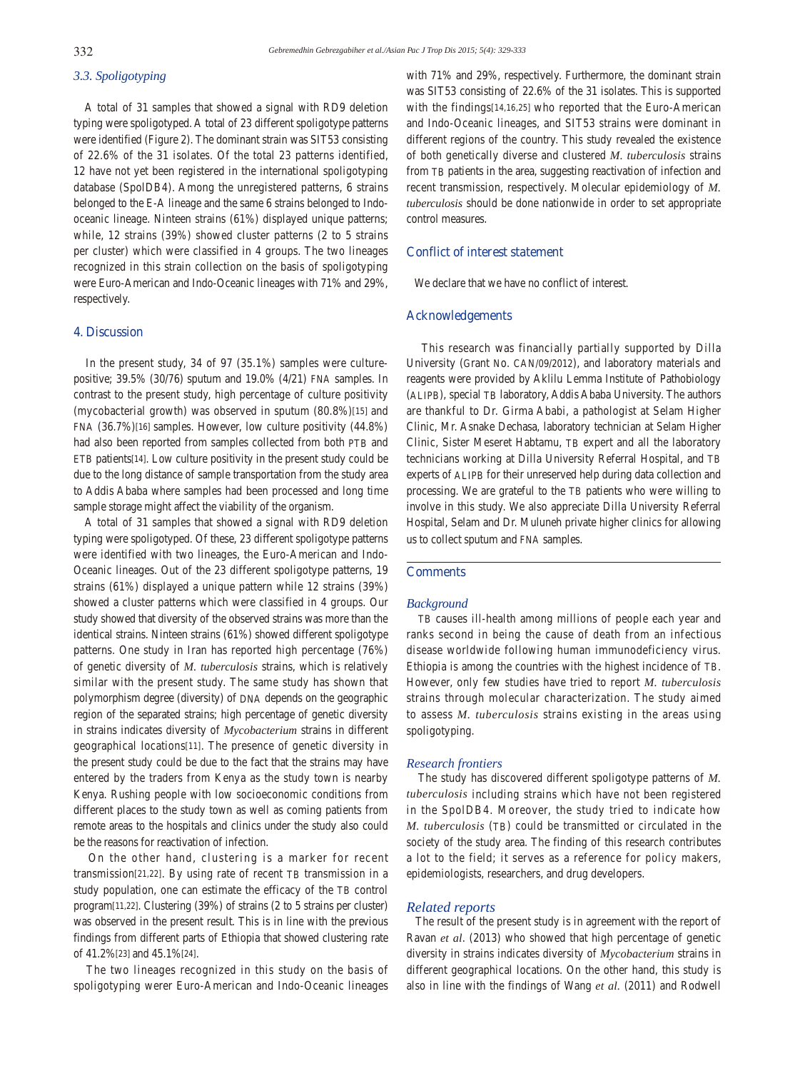### 3.3. Spoligotyping

A total of 31 samples that showed a signal with RD9 deletion typing were spoligotyped. A total of 23 different spoligotype patterns were identified (Figure 2). The dominant strain was SIT53 consisting of 22.6% of the 31 isolates. Of the total 23 patterns identified, 12 have not yet been registered in the international spoligotyping database (SpolDB4). Among the unregistered patterns, 6 strains belonged to the E-A lineage and the same 6 strains belonged to Indo-oceanic lineage. Ninteen strains (61%) displayed unique patterns; while, 12 strains (39%) showed cluster patterns (2 to 5 strains per cluster) which were classified in 4 groups. The two lineages recognized in this strain collection on the basis of spoligotyping were Euro-American and Indo-Oceanic lineages with 71% and 29%, respectively.

## 4. Discussion

In the present study, 34 of 97 (35.1%) samples were culture-positive; 39.5% (30/76) sputum and 19.0% (4/21) FNA samples. In contrast to the present study, high percentage of culture positivity (mycobacterial growth) was observed in sputum (80.8%)[15] and FNA (36.7%)[16] samples. However, low culture positivity (44.8%) had also been reported from samples collected from both PTB and ETB patients[14]. Low culture positivity in the present study could be due to the long distance of sample transportation from the study area to Addis Ababa where samples had been processed and long time sample storage might affect the viability of the organism.

A total of 31 samples that showed a signal with RD9 deletion typing were spoligotyped. Of these, 23 different spoligotype patterns were identified with two lineages, the Euro-American and Indo-Oceanic lineages. Out of the 23 different spoligotype patterns, 19 strains (61%) displayed a unique pattern while 12 strains (39%) showed a cluster patterns which were classified in 4 groups. Our study showed that diversity of the observed strains was more than the identical strains. Ninteen strains (61%) showed different spoligotype patterns. One study in Iran has reported high percentage (76%) of genetic diversity of *M. tuberculosis* strains, which is relatively similar with the present study. The same study has shown that polymorphism degree (diversity) of DNA depends on the geographic region of the separated strains; high percentage of genetic diversity in strains indicates diversity of *Mycobacterium* strains in different geographical locations[11]. The presence of genetic diversity in the present study could be due to the fact that the strains may have entered by the traders from Kenya as the study town is nearby Kenya. Rushing people with low socioeconomic conditions from different places to the study town as well as coming patients from remote areas to the hospitals and clinics under the study also could be the reasons for reactivation of infection.

On the other hand, clustering is a marker for recent transmission[21,22]. By using rate of recent TB transmission in a study population, one can estimate the efficacy of the TB control program[11,22]. Clustering (39%) of strains (2 to 5 strains per cluster) was observed in the present result. This is in line with the previous findings from different parts of Ethiopia that showed clustering rate of 41.2%[23] and 45.1%[24].

The two lineages recognized in this study on the basis of spoligotyping werer Euro-American and Indo-Oceanic lineages with 71% and 29%, respectively. Furthermore, the dominant strain was SIT53 consisting of 22.6% of the 31 isolates. This is supported with the findings[14,16,25] who reported that the Euro-American and Indo-Oceanic lineages, and SIT53 strains were dominant in different regions of the country. This study revealed the existence of both genetically diverse and clustered *M. tuberculosis* strains from TB patients in the area, suggesting reactivation of infection and recent transmission, respectively. Molecular epidemiology of *M. tuberculosis* should be done nationwide in order to set appropriate control measures.

## Conflict of interest statement

We declare that we have no conflict of interest.

## Acknowledgements

This research was financially partially supported by Dilla University (Grant No. CAN/09/2012), and laboratory materials and reagents were provided by Aklilu Lemma Institute of Pathobiology (ALIPB), special TB laboratory, Addis Ababa University. The authors are thankful to Dr. Girma Ababi, a pathologist at Selam Higher Clinic, Mr. Asnake Dechasa, laboratory technician at Selam Higher Clinic, Sister Meseret Habtamu, TB expert and all the laboratory technicians working at Dilla University Referral Hospital, and TB experts of ALIPB for their unreserved help during data collection and processing. We are grateful to the TB patients who were willing to involve in this study. We also appreciate Dilla University Referral Hospital, Selam and Dr. Muluneh private higher clinics for allowing us to collect sputum and FNA samples.

## Comments

### Background

TB causes ill-health among millions of people each year and ranks second in being the cause of death from an infectious disease worldwide following human immunodeficiency virus. Ethiopia is among the countries with the highest incidence of TB. However, only few studies have tried to report *M. tuberculosis* strains through molecular characterization. The study aimed to assess *M. tuberculosis* strains existing in the areas using spoligotyping.

### Research frontiers

The study has discovered different spoligotype patterns of *M. tuberculosis* including strains which have not been registered in the SpolDB4. Moreover, the study tried to indicate how *M. tuberculosis* (TB) could be transmitted or circulated in the society of the study area. The finding of this research contributes a lot to the field; it serves as a reference for policy makers, epidemiologists, researchers, and drug developers.

### Related reports

The result of the present study is in agreement with the report of Ravan *et al*. (2013) who showed that high percentage of genetic diversity in strains indicates diversity of *Mycobacterium* strains in different geographical locations. On the other hand, this study is also in line with the findings of Wang *et al*. (2011) and Rodwell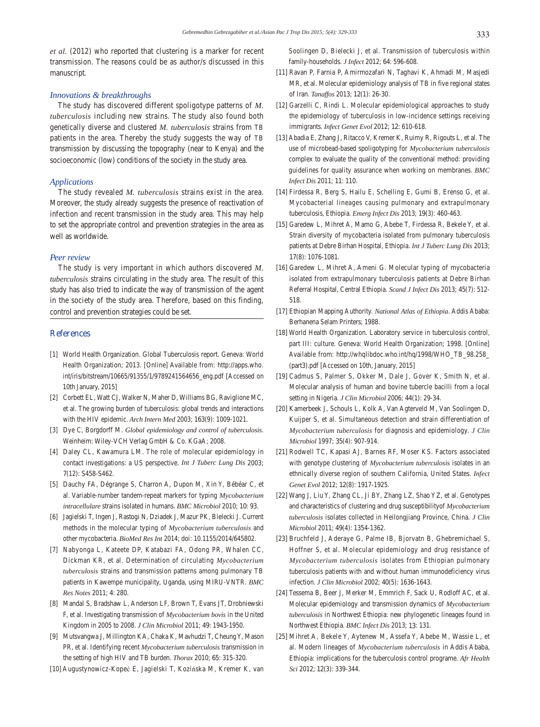*et al.* (2012) who reported that clustering is a marker for recent transmission. The reasons could be as author/s discussed in this manuscript.

### *Innovations & breakthroughs*

The study has discovered different spoligotype patterns of *M. tuberculosis* including new strains. The study also found both genetically diverse and clustered *M. tuberculosis* strains from TB patients in the area. Thereby the study suggests the way of TB transmission by discussing the topography (near to Kenya) and the socioeconomic (low) conditions of the society in the study area.

### *Applications*

The study revealed *M. tuberculosis* strains exist in the area. Moreover, the study already suggests the presence of reactivation of infection and recent transmission in the study area. This may help to set the appropriate control and prevention strategies in the area as well as worldwide.

### *Peer review*

The study is very important in which authors discovered *M. tuberculosis* strains circulating in the study area. The result of this study has also tried to indicate the way of transmission of the agent in the society of the study area. Therefore, based on this finding, control and prevention strategies could be set.

## References

[1] World Health Organization. Global Tuberculosis report. Geneva: World Health Organization; 2013. [Online] Available from: http://apps.who.int/iris/bitstream/10665/91355/1/9789241564656_eng.pdf [Accessed on 10th January, 2015]

[2] Corbett EL, Watt CJ, Walker N, Maher D, Williams BG, Raviglione MC, et al. The growing burden of tuberculosis: global trends and interactions with the HIV epidemic. *Arch Intern Med* 2003; 163(9): 1009-1021.

[3] Dye C, Borgdorff M. *Global epidemiology and control of tuberculosis*. Weinheim: Wiley-VCH Verlag GmbH & Co. KGaA; 2008.

[4] Daley CL, Kawamura LM. The role of molecular epidemiology in contact investigations: a US perspective. *Int J Tuberc Lung Dis* 2003; 7(12): S458-S462.

[5] Dauchy FA, Dégrange S, Charron A, Dupon M, Xin Y, Bébéar C, et al. Variable-number tandem-repeat markers for typing *Mycobacterium intracellulare* strains isolated in humans. *BMC Microbiol* 2010; 10: 93.

[6] Jagielski T, Ingen J, Rastogi N, Dziadek J, Mazur PK, Bielecki J. Current methods in the molecular typing of *Mycobacterium tuberculosis* and other mycobacteria. *BioMed Res Int* 2014; doi: 10.1155/2014/645802.

[7] Nabyonga L, Kateete DP, Katabazi FA, Odong PR, Whalen CC, Dickman KR, et al. Determination of circulating *Mycobacterium tuberculosis* strains and transmission patterns among pulmonary TB patients in Kawempe municipality, Uganda, using MIRU-VNTR. *BMC Res Notes* 2011; 4: 280.

[8] Mandal S, Bradshaw L, Anderson LF, Brown T, Evans JT, Drobniewski F, et al. Investigating transmission of *Mycobacterium bovis* in the United Kingdom in 2005 to 2008. *J Clin Microbiol* 2011; 49: 1943-1950.

[9] Mutsvangwa J, Millington KA, Chaka K, Mavhudzi T, Cheung Y, Mason PR, et al. Identifying recent *Mycobacterium tuberculosis* transmission in the setting of high HIV and TB burden. *Thorax* 2010; 65: 315-320.

[10] Augustynowicz-Kopeć E, Jagielski T, Kozińska M, Kremer K, van Soolingen D, Bielecki J, et al. Transmission of tuberculosis within family-households. *J Infect* 2012; 64: 596-608.

[11] Ravan P, Farnia P, Amirmozafari N, Taghavi K, Ahmadi M, Masjedi MR, et al. Molecular epidemiology analysis of TB in five regional states of Iran. *Tanaffos* 2013; 12(1): 26-30.

[12] Garzelli C, Rindi L. Molecular epidemiological approaches to study the epidemiology of tuberculosis in low-incidence settings receiving immigrants. *Infect Genet Evol* 2012; 12: 610-618.

[13] Abadia E, Zhang J, Ritacco V, Kremer K, Ruimy R, Rigouts L, et al. The use of microbead-based spoligotyping for *Mycobacterium tuberculosis* complex to evaluate the quality of the conventional method: providing guidelines for quality assurance when working on membranes. *BMC Infect Dis* 2011; 11: 110.

[14] Firdessa R, Berg S, Hailu E, Schelling E, Gumi B, Erenso G, et al. Mycobacterial lineages causing pulmonary and extrapulmonary tuberculosis, Ethiopia. *Emerg Infect Dis* 2013; 19(3): 460-463.

[15] Garedew L, Mihret A, Mamo G, Abebe T, Firdessa R, Bekele Y, et al. Strain diversity of mycobacteria isolated from pulmonary tuberculosis patients at Debre Birhan Hospital, Ethiopia. *Int J Tuberc Lung Dis* 2013; 17(8): 1076-1081.

[16] Garedew L, Mihret A, Ameni G. Molecular typing of mycobacteria isolated from extrapulmonary tuberculosis patients at Debre Birhan Referral Hospital, Central Ethiopia. *Scand J Infect Dis* 2013; 45(7): 512-518.

[17] Ethiopian Mapping Authority. *National Atlas of Ethiopia*. Addis Ababa: Berhanena Selam Printers; 1988.

[18] World Health Organization. Laboratory service in tuberculosis control, part III: culture. Geneva: World Health Organization; 1998. [Online] Available from: http://whqlibdoc.who.int/hq/1998/WHO_TB_98.258_(part3).pdf [Accessed on 10th, January, 2015]

[19] Cadmus S, Palmer S, Okker M, Dale J, Gover K, Smith N, et al. Molecular analysis of human and bovine tubercle bacilli from a local setting in Nigeria. *J Clin Microbiol* 2006; 44(1): 29-34.

[20] Kamerbeek J, Schouls L, Kolk A, Van Agterveld M, Van Soolingen D, Kuijper S, et al. Simultaneous detection and strain differentiation of *Mycobacterium tuberculosis* for diagnosis and epidemiology. *J Clin Microbiol* 1997; 35(4): 907-914.

[21] Rodwell TC, Kapasi AJ, Barnes RF, Moser KS. Factors associated with genotype clustering of *Mycobacterium tuberculosis* isolates in an ethnically diverse region of southern California, United States. *Infect Genet Evol* 2012; 12(8): 1917-1925.

[22] Wang J, Liu Y, Zhang CL, Ji BY, Zhang LZ, Shao YZ, et al. Genotypes and characteristics of clustering and drug susceptibilityof *Mycobacterium tuberculosis* isolates collected in Heilongjiang Province, China. *J Clin Microbiol* 2011; 49(4): 1354-1362.

[23] Bruchfeld J, Aderaye G, Palme IB, Bjorvatn B, Ghebremichael S, Hoffner S, et al. Molecular epidemiology and drug resistance of *Mycobacterium tuberculosis* isolates from Ethiopian pulmonary tuberculosis patients with and without human immunodeficiency virus infection. *J Clin Microbiol* 2002; 40(5): 1636-1643.

[24] Tessema B, Beer J, Merker M, Emmrich F, Sack U, Rodloff AC, et al. Molecular epidemiology and transmission dynamics of *Mycobacterium tuberculosis* in Northwest Ethiopia: new phylogenetic lineages found in Northwest Ethiopia. *BMC Infect Dis* 2013; 13: 131.

[25] Mihret A, Bekele Y, Aytenew M, Assefa Y, Abebe M, Wassie L, et al. Modern lineages of *Mycobacterium tuberculosis* in Addis Ababa, Ethiopia: implications for the tuberculosis control programe. *Afr Health Sci* 2012; 12(3): 339-344.